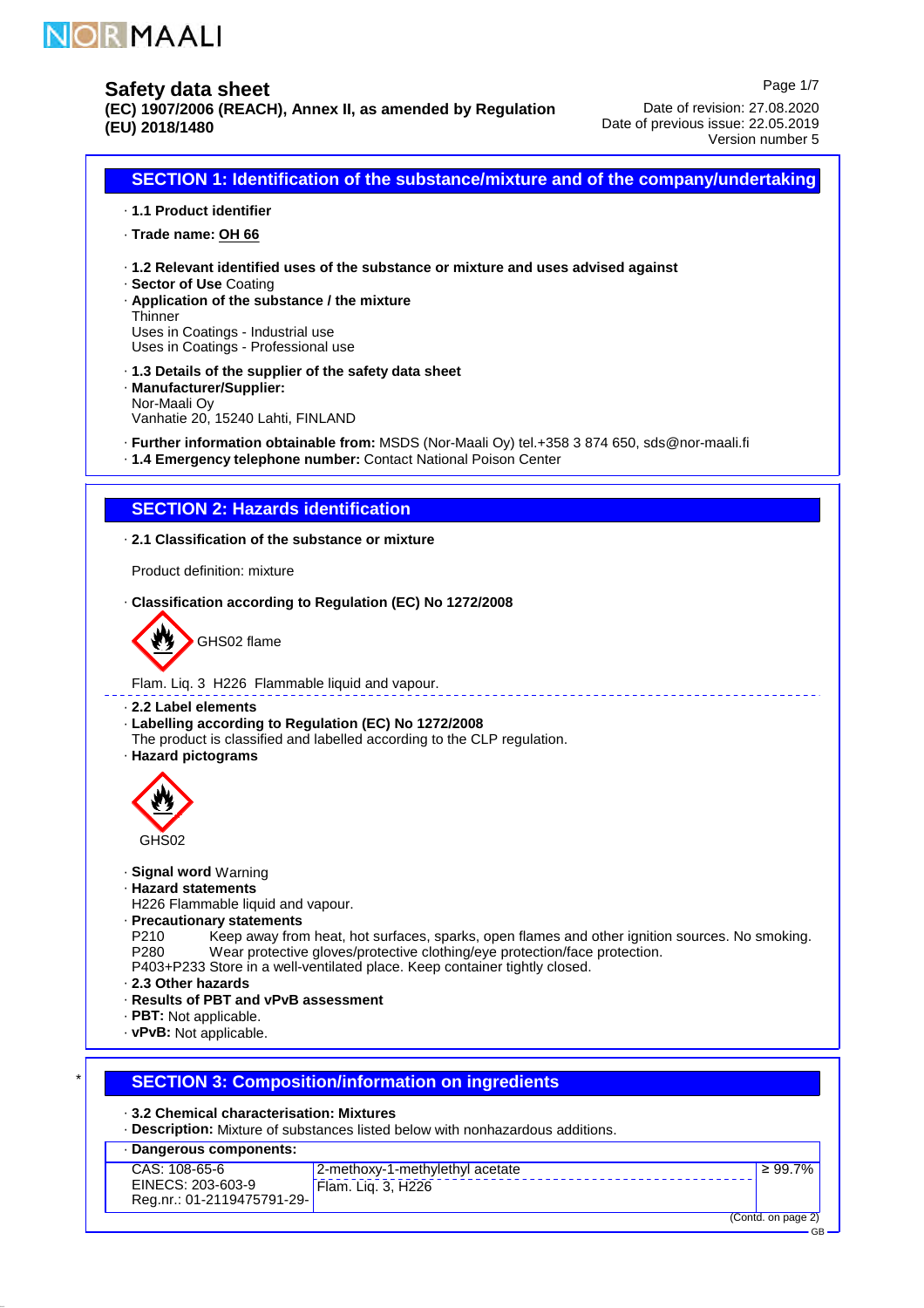NORMAALI

# Safety data sheet

**(EC) 1907/2006 (REACH), Annex II, as amended by Regulation (EU) 2018/1480**

Date of revision: 27.08.2020
Date of previous issue: 22.05.2019
Version number 5

## SECTION 1: Identification of the substance/mixture and of the company/undertaking

· **1.1 Product identifier**

· **Trade name: OH 66**

· **1.2 Relevant identified uses of the substance or mixture and uses advised against**
· **Sector of Use** Coating
· **Application of the substance / the mixture**
Thinner
Uses in Coatings - Industrial use
Uses in Coatings - Professional use

· **1.3 Details of the supplier of the safety data sheet**
· **Manufacturer/Supplier:**
Nor-Maali Oy
Vanhatie 20, 15240 Lahti, FINLAND

· **Further information obtainable from:** MSDS (Nor-Maali Oy) tel.+358 3 874 650, sds@nor-maali.fi
· **1.4 Emergency telephone number:** Contact National Poison Center

## SECTION 2: Hazards identification

· **2.1 Classification of the substance or mixture**

Product definition: mixture

· **Classification according to Regulation (EC) No 1272/2008**

GHS02 flame

Flam. Liq. 3 H226 Flammable liquid and vapour.

· **2.2 Label elements**
· **Labelling according to Regulation (EC) No 1272/2008**
The product is classified and labelled according to the CLP regulation.
· **Hazard pictograms**

GHS02

· **Signal word** Warning
· **Hazard statements**
H226 Flammable liquid and vapour.
· **Precautionary statements**
P210 Keep away from heat, hot surfaces, sparks, open flames and other ignition sources. No smoking.
P280 Wear protective gloves/protective clothing/eye protection/face protection.
P403+P233 Store in a well-ventilated place. Keep container tightly closed.
· **2.3 Other hazards**
· **Results of PBT and vPvB assessment**
· **PBT:** Not applicable.
· **vPvB:** Not applicable.

## * SECTION 3: Composition/information on ingredients

· **3.2 Chemical characterization: Mixtures**
· **Description:** Mixture of substances listed below with nonhazardous additions.

· **Dangerous components:**

| | | |
|---|---|---|
| CAS: 108-65-6<br>EINECS: 203-603-9<br>Reg.nr.: 01-2119475791-29- | 2-methoxy-1-methylethyl acetate<br>Flam. Liq. 3, H226 | ≥ 99.7% |

(Contd. on page 2)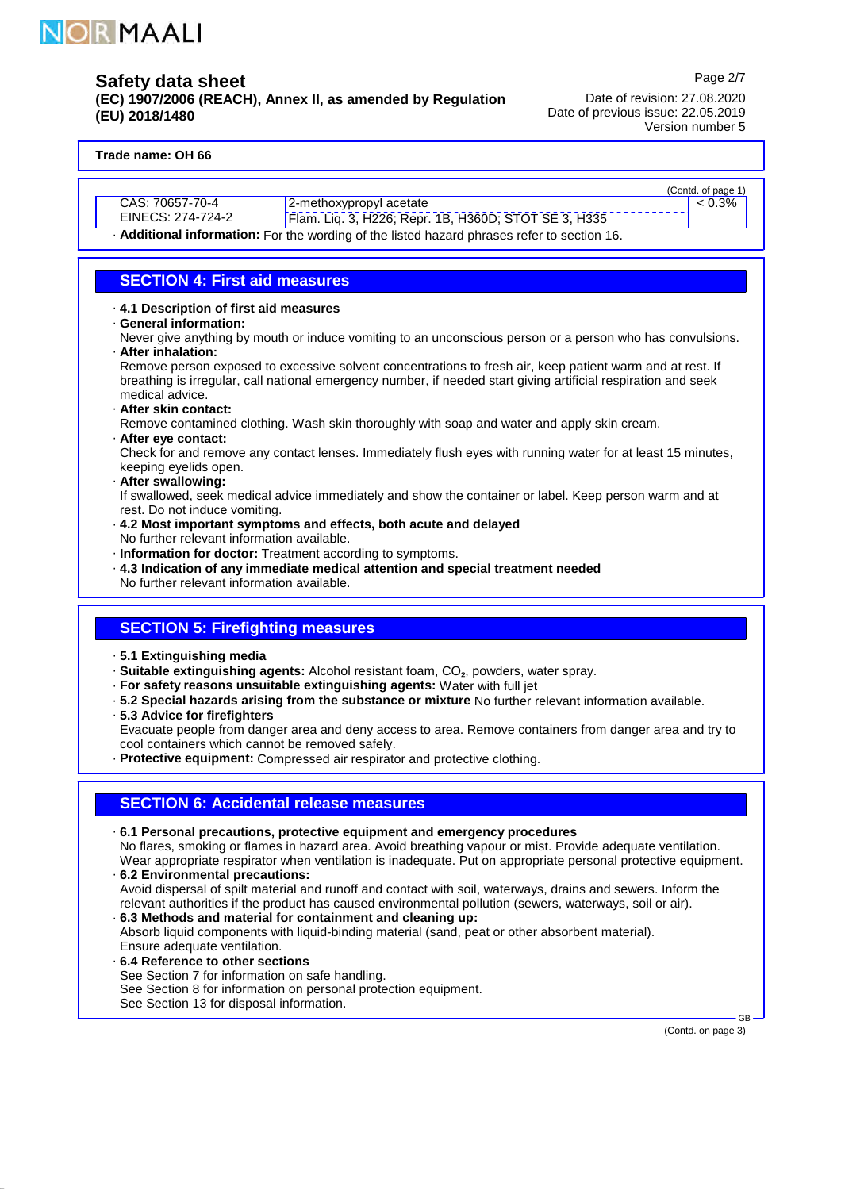(Contd. of page 1)

| | | |
|---|---|---|
| CAS: 70657-70-4<br>EINECS: 274-724-2 | 2-methoxypropyl acetate<br>Flam. Liq. 3, H226; Repr. 1B, H360D; STOT SE 3, H335 | < 0.3% |

· **Additional information:** For the wording of the listed hazard phrases refer to section 16.

## SECTION 4: First aid measures

· **4.1 Description of first aid measures**
· **General information:**
Never give anything by mouth or induce vomiting to an unconscious person or a person who has convulsions.
· **After inhalation:**
Remove person exposed to excessive solvent concentrations to fresh air, keep patient warm and at rest. If breathing is irregular, call national emergency number, if needed start giving artificial respiration and seek medical advice.
· **After skin contact:**
Remove contamined clothing. Wash skin thoroughly with soap and water and apply skin cream.
· **After eye contact:**
Check for and remove any contact lenses. Immediately flush eyes with running water for at least 15 minutes, keeping eyelids open.
· **After swallowing:**
If swallowed, seek medical advice immediately and show the container or label. Keep person warm and at rest. Do not induce vomiting.
· **4.2 Most important symptoms and effects, both acute and delayed**
No further relevant information available.
· **Information for doctor:** Treatment according to symptoms.
· **4.3 Indication of any immediate medical attention and special treatment needed**
No further relevant information available.

## SECTION 5: Firefighting measures

· **5.1 Extinguishing media**
· **Suitable extinguishing agents:** Alcohol resistant foam, $CO_2$, powders, water spray.
· **For safety reasons unsuitable extinguishing agents:** Water with full jet
· **5.2 Special hazards arising from the substance or mixture** No further relevant information available.
· **5.3 Advice for firefighters**
Evacuate people from danger area and deny access to area. Remove containers from danger area and try to cool containers which cannot be removed safely.
· **Protective equipment:** Compressed air respirator and protective clothing.

## SECTION 6: Accidental release measures

· **6.1 Personal precautions, protective equipment and emergency procedures**
No flares, smoking or flames in hazard area. Avoid breathing vapour or mist. Provide adequate ventilation. Wear appropriate respirator when ventilation is inadequate. Put on appropriate personal protective equipment.
· **6.2 Environmental precautions:**
Avoid dispersal of spilt material and runoff and contact with soil, waterways, drains and sewers. Inform the relevant authorities if the product has caused environmental pollution (sewers, waterways, soil or air).
· **6.3 Methods and material for containment and cleaning up:**
Absorb liquid components with liquid-binding material (sand, peat or other absorbent material).
Ensure adequate ventilation.
· **6.4 Reference to other sections**
See Section 7 for information on safe handling.
See Section 8 for information on personal protection equipment.
See Section 13 for disposal information.

(Contd. on page 3)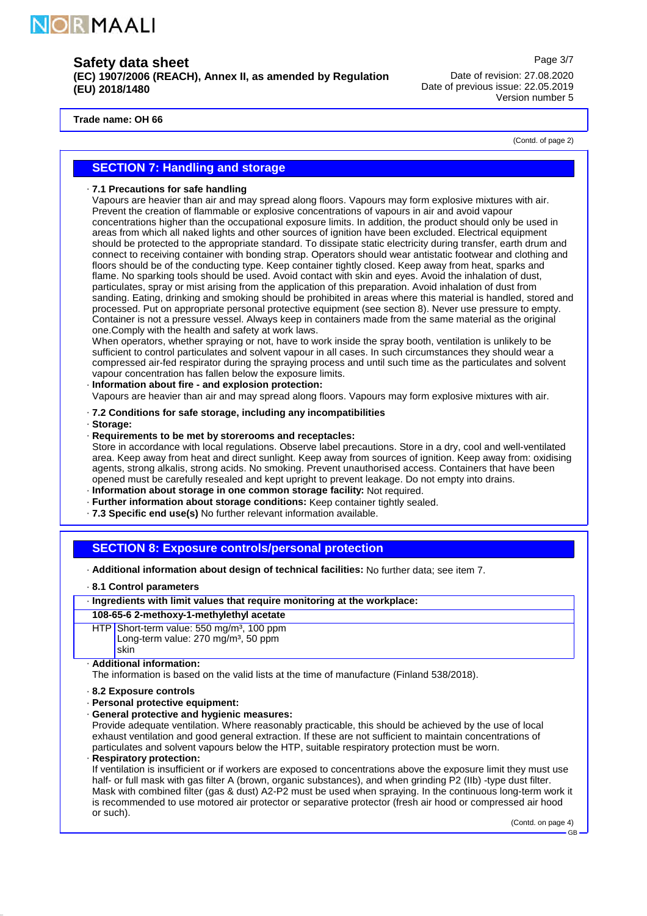Trade name: OH 66

(Contd. of page 2)

## SECTION 7: Handling and storage

· **7.1 Precautions for safe handling**
Vapours are heavier than air and may spread along floors. Vapours may form explosive mixtures with air. Prevent the creation of flammable or explosive concentrations of vapours in air and avoid vapour concentrations higher than the occupational exposure limits. In addition, the product should only be used in areas from which all naked lights and other sources of ignition have been excluded. Electrical equipment should be protected to the appropriate standard. To dissipate static electricity during transfer, earth drum and connect to receiving container with bonding strap. Operators should wear antistatic footwear and clothing and floors should be of the conducting type. Keep container tightly closed. Keep away from heat, sparks and flame. No sparking tools should be used. Avoid contact with skin and eyes. Avoid the inhalation of dust, particulates, spray or mist arising from the application of this preparation. Avoid inhalation of dust from sanding. Eating, drinking and smoking should be prohibited in areas where this material is handled, stored and processed. Put on appropriate personal protective equipment (see section 8). Never use pressure to empty. Container is not a pressure vessel. Always keep in containers made from the same material as the original one.Comply with the health and safety at work laws.
When operators, whether spraying or not, have to work inside the spray booth, ventilation is unlikely to be sufficient to control particulates and solvent vapour in all cases. In such circumstances they should wear a compressed air-fed respirator during the spraying process and until such time as the particulates and solvent vapour concentration has fallen below the exposure limits.

· **Information about fire - and explosion protection:**
Vapours are heavier than air and may spread along floors. Vapours may form explosive mixtures with air.

· **7.2 Conditions for safe storage, including any incompatibilities**
· **Storage:**
· **Requirements to be met by storerooms and receptacles:**
Store in accordance with local regulations. Observe label precautions. Store in a dry, cool and well-ventilated area. Keep away from heat and direct sunlight. Keep away from sources of ignition. Keep away from: oxidising agents, strong alkalis, strong acids. No smoking. Prevent unauthorised access. Containers that have been opened must be carefully resealed and kept upright to prevent leakage. Do not empty into drains.
· **Information about storage in one common storage facility:** Not required.
· **Further information about storage conditions:** Keep container tightly sealed.
· **7.3 Specific end use(s)** No further relevant information available.

## SECTION 8: Exposure controls/personal protection

· **Additional information about design of technical facilities:** No further data; see item 7.

· **8.1 Control parameters**

· **Ingredients with limit values that require monitoring at the workplace:**

| | |
|---|---|
| **108-65-6 2-methoxy-1-methylethyl acetate** | |
| HTP | Short-term value: 550 mg/m³, 100 ppm<br>Long-term value: 270 mg/m³, 50 ppm<br>skin |

· **Additional information:**
The information is based on the valid lists at the time of manufacture (Finland 538/2018).

· **8.2 Exposure controls**
· **Personal protective equipment:**
· **General protective and hygienic measures:**
Provide adequate ventilation. Where reasonably practicable, this should be achieved by the use of local exhaust ventilation and good general extraction. If these are not sufficient to maintain concentrations of particulates and solvent vapours below the HTP, suitable respiratory protection must be worn.
· **Respiratory protection:**
If ventilation is insufficient or if workers are exposed to concentrations above the exposure limit they must use half- or full mask with gas filter A (brown, organic substances), and when grinding P2 (IIb) -type dust filter. Mask with combined filter (gas & dust) A2-P2 must be used when spraying. In the continuous long-term work it is recommended to use motored air protector or separative protector (fresh air hood or compressed air hood or such).

(Contd. on page 4)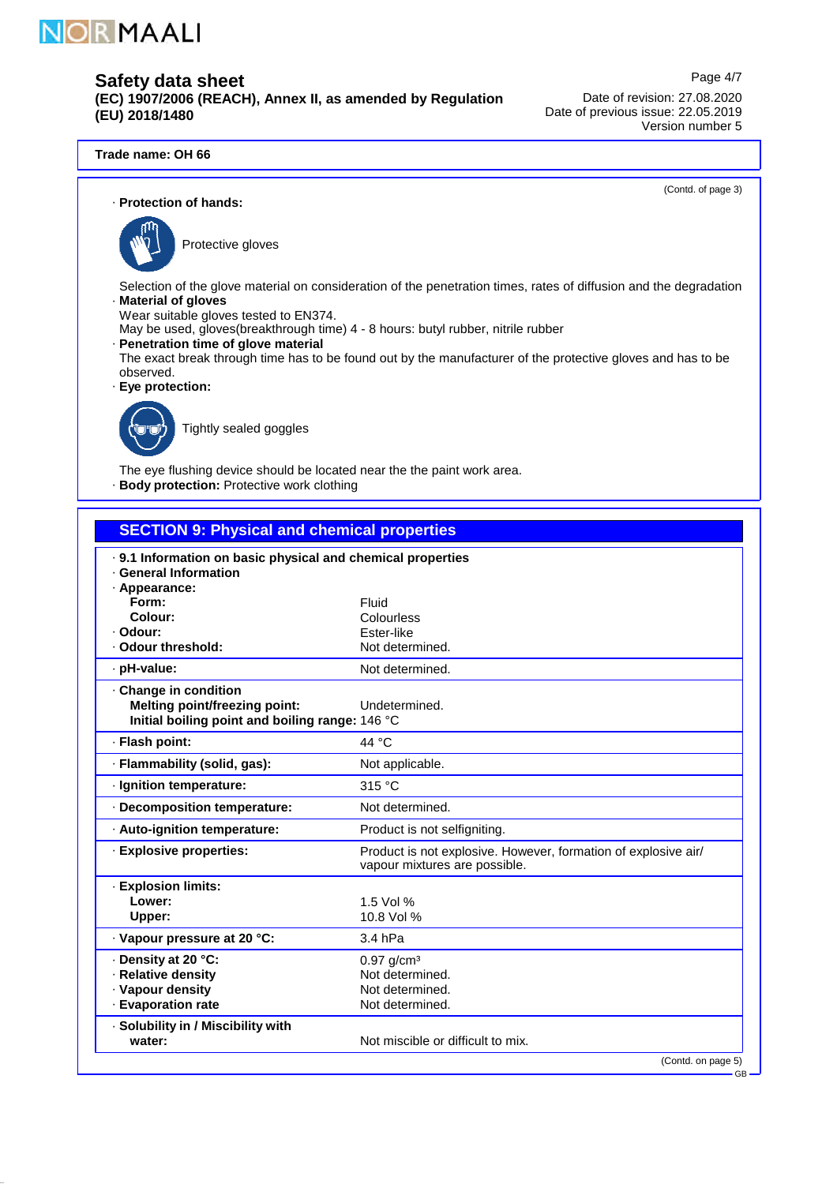(Contd. of page 3)

· **Protection of hands:**

Protective gloves

Selection of the glove material on consideration of the penetration times, rates of diffusion and the degradation

· **Material of gloves**

Wear suitable gloves tested to EN374.
May be used, gloves(breakthrough time) 4 - 8 hours: butyl rubber, nitrile rubber

· **Penetration time of glove material**

The exact break through time has to be found out by the manufacturer of the protective gloves and has to be observed.

· **Eye protection:**

Tightly sealed goggles

The eye flushing device should be located near the the paint work area.

· **Body protection:** Protective work clothing

## SECTION 9: Physical and chemical properties

| | |
|---|---|
| · **9.1 Information on basic physical and chemical properties** | |
| · **General Information** | |
| · **Appearance:** | |
| **Form:** | Fluid |
| **Colour:** | Colourless |
| · **Odour:** | Ester-like |
| · **Odour threshold:** | Not determined. |
| · **pH-value:** | Not determined. |
| · **Change in condition** | |
| **Melting point/freezing point:** | Undetermined. |
| **Initial boiling point and boiling range:** | 146 °C |
| · **Flash point:** | 44 °C |
| · **Flammability (solid, gas):** | Not applicable. |
| · **Ignition temperature:** | 315 °C |
| · **Decomposition temperature:** | Not determined. |
| · **Auto-ignition temperature:** | Product is not selfigniting. |
| · **Explosive properties:** | Product is not explosive. However, formation of explosive air/ vapour mixtures are possible. |
| · **Explosion limits:** | |
| **Lower:** | 1.5 Vol % |
| **Upper:** | 10.8 Vol % |
| · **Vapour pressure at 20 °C:** | 3.4 hPa |
| · **Density at 20 °C:** | 0.97 g/cm³ |
| · **Relative density** | Not determined. |
| · **Vapour density** | Not determined. |
| · **Evaporation rate** | Not determined. |
| · **Solubility in / Miscibility with water:** | Not miscible or difficult to mix. |

(Contd. on page 5)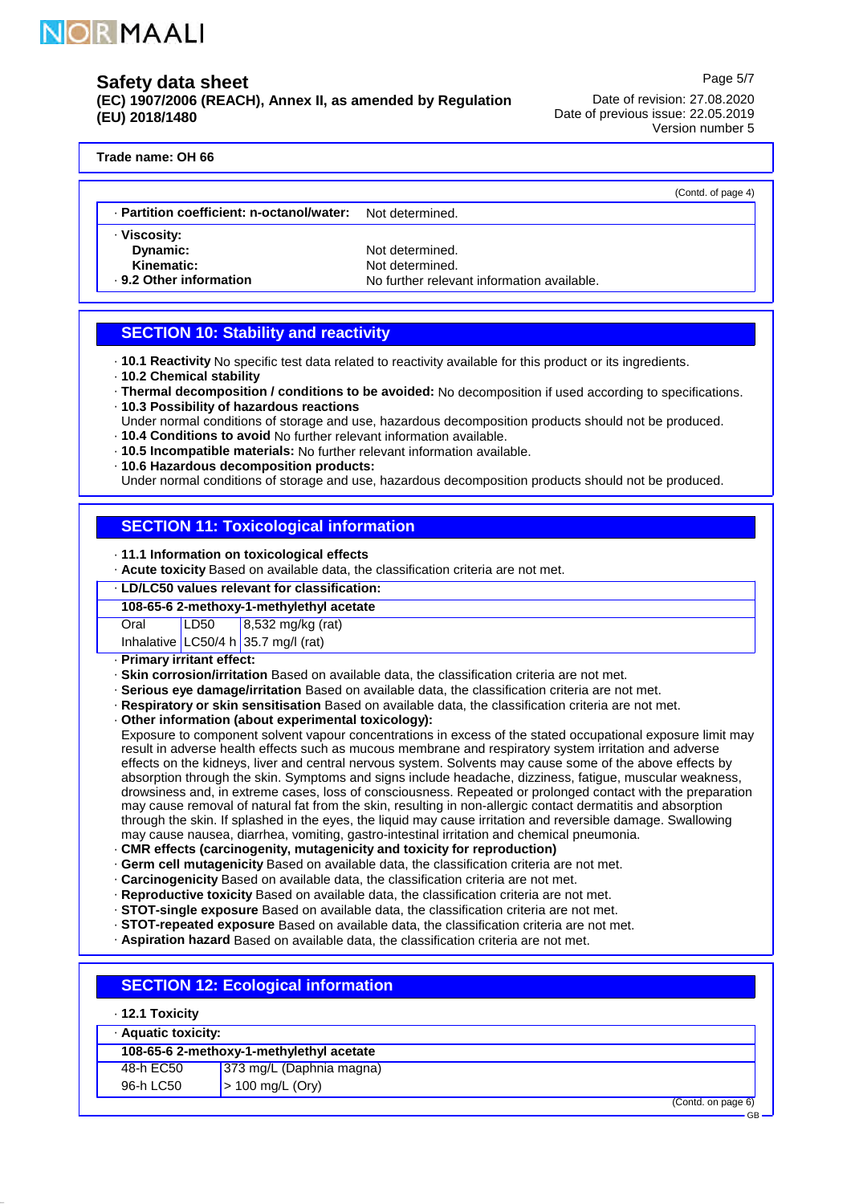Trade name: OH 66

(Contd. of page 4)

| | |
|---|---|
| · **Partition coefficient: n-octanol/water:** | Not determined. |

· **Viscosity:**

| | |
|---|---|
| **Dynamic:** | Not determined. |
| **Kinematic:** | Not determined. |
| · **9.2 Other information** | No further relevant information available. |

## SECTION 10: Stability and reactivity

· **10.1 Reactivity** No specific test data related to reactivity available for this product or its ingredients.
· **10.2 Chemical stability**
· **Thermal decomposition / conditions to be avoided:** No decomposition if used according to specifications.
· **10.3 Possibility of hazardous reactions**
Under normal conditions of storage and use, hazardous decomposition products should not be produced.
· **10.4 Conditions to avoid** No further relevant information available.
· **10.5 Incompatible materials:** No further relevant information available.
· **10.6 Hazardous decomposition products:**
Under normal conditions of storage and use, hazardous decomposition products should not be produced.

## SECTION 11: Toxicological information

· **11.1 Information on toxicological effects**
· **Acute toxicity** Based on available data, the classification criteria are not met.

· **LD/LC50 values relevant for classification:**

| | | |
|---|---|---|
| **108-65-6 2-methoxy-1-methylethyl acetate** | | |
| Oral | LD50 | 8,532 mg/kg (rat) |
| Inhalative | LC50/4 h | 35.7 mg/l (rat) |

· **Primary irritant effect:**
· **Skin corrosion/irritation** Based on available data, the classification criteria are not met.
· **Serious eye damage/irritation** Based on available data, the classification criteria are not met.
· **Respiratory or skin sensitisation** Based on available data, the classification criteria are not met.
· **Other information (about experimental toxicology):**
Exposure to component solvent vapour concentrations in excess of the stated occupational exposure limit may result in adverse health effects such as mucous membrane and respiratory system irritation and adverse effects on the kidneys, liver and central nervous system. Solvents may cause some of the above effects by absorption through the skin. Symptoms and signs include headache, dizziness, fatigue, muscular weakness, drowsiness and, in extreme cases, loss of consciousness. Repeated or prolonged contact with the preparation may cause removal of natural fat from the skin, resulting in non-allergic contact dermatitis and absorption through the skin. If splashed in the eyes, the liquid may cause irritation and reversible damage. Swallowing may cause nausea, diarrhea, vomiting, gastro-intestinal irritation and chemical pneumonia.
· **CMR effects (carcinogenity, mutagenicity and toxicity for reproduction)**
· **Germ cell mutagenicity** Based on available data, the classification criteria are not met.
· **Carcinogenicity** Based on available data, the classification criteria are not met.
· **Reproductive toxicity** Based on available data, the classification criteria are not met.
· **STOT-single exposure** Based on available data, the classification criteria are not met.
· **STOT-repeated exposure** Based on available data, the classification criteria are not met.
· **Aspiration hazard** Based on available data, the classification criteria are not met.

## SECTION 12: Ecological information

· **12.1 Toxicity**

· **Aquatic toxicity:**

| | |
|---|---|
| **108-65-6 2-methoxy-1-methylethyl acetate** | |
| 48-h EC50 | 373 mg/L (Daphnia magna) |
| 96-h LC50 | > 100 mg/L (Ory) |

(Contd. on page 6)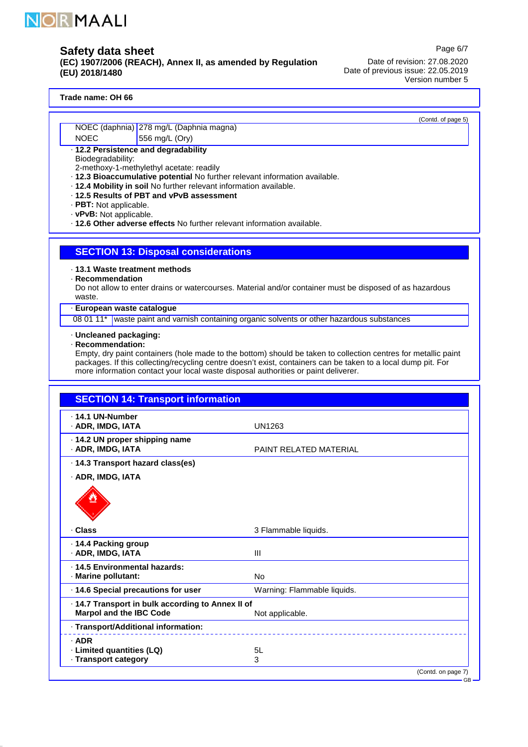Trade name: OH 66

(Contd. of page 5)

| | |
|---|---|
| NOEC (daphnia) | 278 mg/L (Daphnia magna) |
| NOEC | 556 mg/L (Ory) |

· **12.2 Persistence and degradability**
Biodegradability:
2-methoxy-1-methylethyl acetate: readily
· **12.3 Bioaccumulative potential** No further relevant information available.
· **12.4 Mobility in soil** No further relevant information available.
· **12.5 Results of PBT and vPvB assessment**
· **PBT:** Not applicable.
· **vPvB:** Not applicable.
· **12.6 Other adverse effects** No further relevant information available.

## SECTION 13: Disposal considerations

· **13.1 Waste treatment methods**
· **Recommendation**
Do not allow to enter drains or watercourses. Material and/or container must be disposed of as hazardous waste.

· **European waste catalogue**

| | |
|---|---|
| 08 01 11* | waste paint and varnish containing organic solvents or other hazardous substances |

· **Uncleaned packaging:**
· **Recommendation:**
Empty, dry paint containers (hole made to the bottom) should be taken to collection centres for metallic paint packages. If this collecting/recycling centre doesn't exist, containers can be taken to a local dump pit. For more information contact your local waste disposal authorities or paint deliverer.

## SECTION 14: Transport information

| | |
|---|---|
| · **14.1 UN-Number** | |
| · **ADR, IMDG, IATA** | UN1263 |
| · **14.2 UN proper shipping name** | |
| · **ADR, IMDG, IATA** | PAINT RELATED MATERIAL |
| · **14.3 Transport hazard class(es)** | |
| · **ADR, IMDG, IATA** | |
| · **Class** | 3 Flammable liquids. |
| · **14.4 Packing group** | |
| · **ADR, IMDG, IATA** | III |
| · **14.5 Environmental hazards:** | |
| · **Marine pollutant:** | No |
| · **14.6 Special precautions for user** | Warning: Flammable liquids. |
| · **14.7 Transport in bulk according to Annex II of Marpol and the IBC Code** | Not applicable. |
| · **Transport/Additional information:** | |
| · **ADR** | |
| · **Limited quantities (LQ)** | 5L |
| · **Transport category** | 3 |

(Contd. on page 7)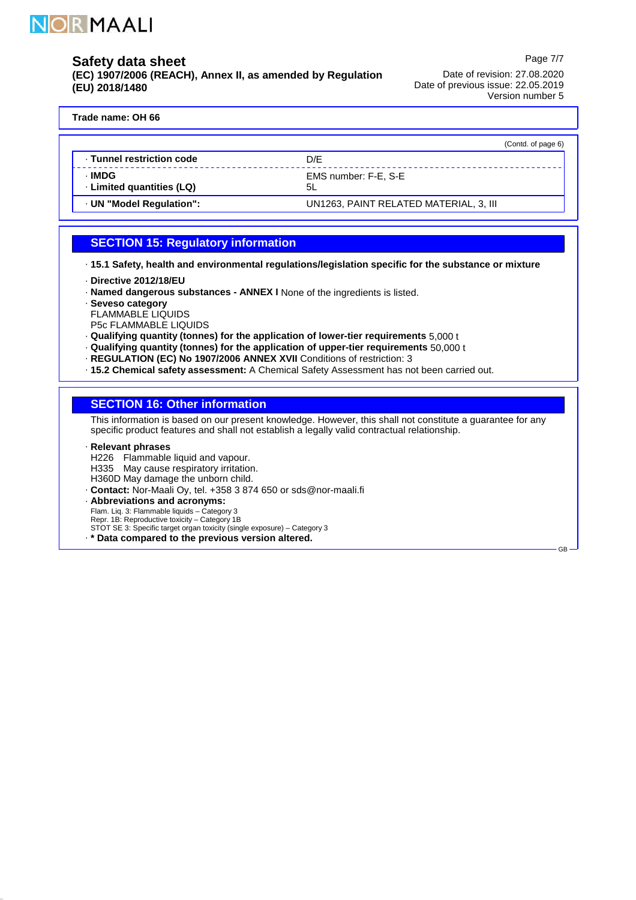**Trade name: OH 66**

(Contd. of page 6)

| | |
|---|---|
| · **Tunnel restriction code** | D/E |
| · **IMDG** | EMS number: F-E, S-E |
| · **Limited quantities (LQ)** | 5L |
| · **UN "Model Regulation":** | UN1263, PAINT RELATED MATERIAL, 3, III |

## SECTION 15: Regulatory information

· **15.1 Safety, health and environmental regulations/legislation specific for the substance or mixture**

· **Directive 2012/18/EU**
· **Named dangerous substances - ANNEX I** None of the ingredients is listed.
· **Seveso category**
FLAMMABLE LIQUIDS
P5c FLAMMABLE LIQUIDS
· **Qualifying quantity (tonnes) for the application of lower-tier requirements** 5,000 t
· **Qualifying quantity (tonnes) for the application of upper-tier requirements** 50,000 t
· **REGULATION (EC) No 1907/2006 ANNEX XVII** Conditions of restriction: 3
· **15.2 Chemical safety assessment:** A Chemical Safety Assessment has not been carried out.

## SECTION 16: Other information

This information is based on our present knowledge. However, this shall not constitute a guarantee for any specific product features and shall not establish a legally valid contractual relationship.

· **Relevant phrases**
H226 Flammable liquid and vapour.
H335 May cause respiratory irritation.
H360D May damage the unborn child.
· **Contact:** Nor-Maali Oy, tel. +358 3 874 650 or sds@nor-maali.fi
· **Abbreviations and acronyms:**
Flam. Liq. 3: Flammable liquids – Category 3
Repr. 1B: Reproductive toxicity – Category 1B
STOT SE 3: Specific target organ toxicity (single exposure) – Category 3
· *** Data compared to the previous version altered.**